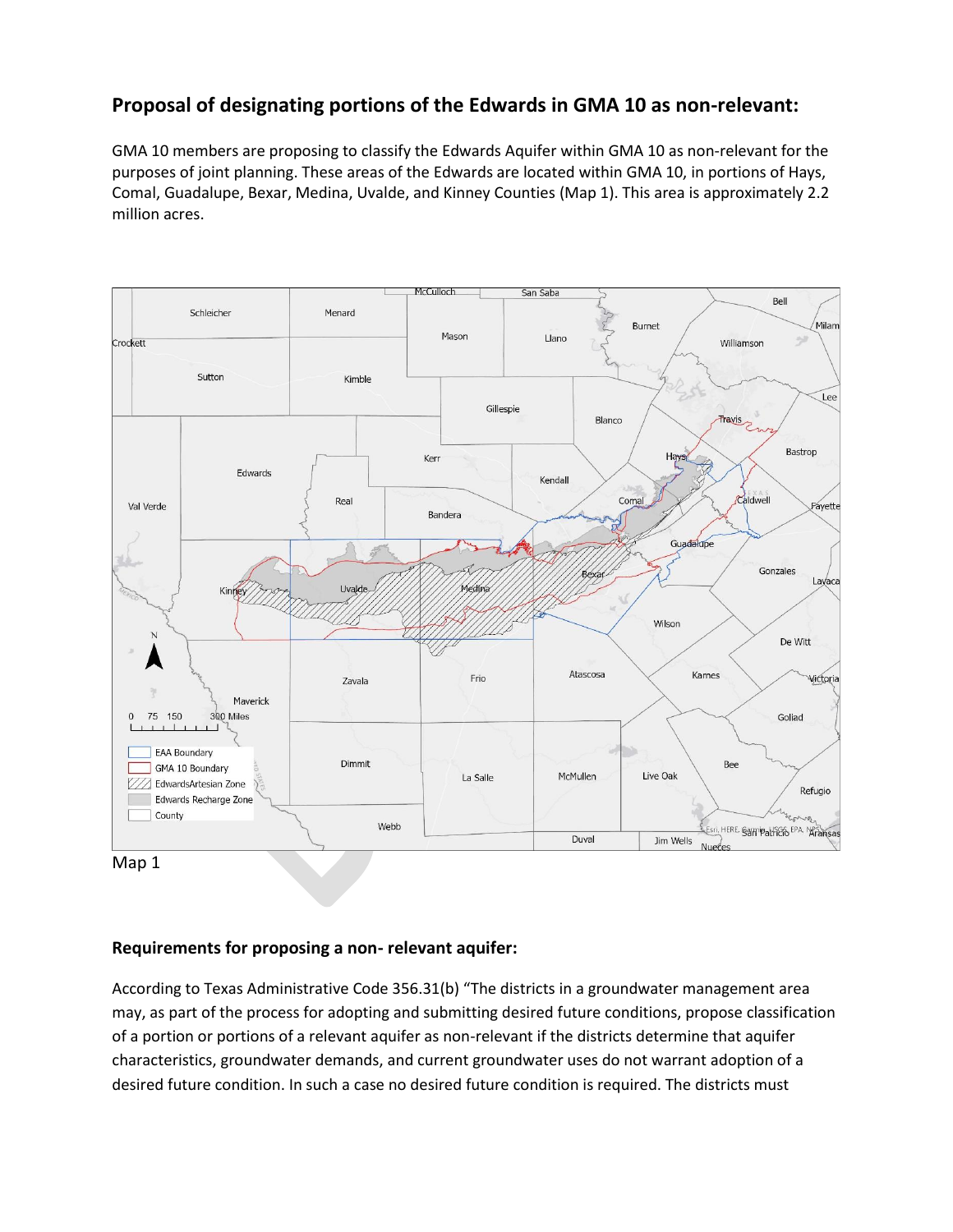## Proposal of designating portions of the Edwards in GMA 10 as non-relevant:

GMA 10 members are proposing to classify the Edwards Aquifer within GMA 10 as non-relevant for the purposes of joint planning. These areas of the Edwards are located within GMA 10, in portions of Hays, Comal, Guadalupe, Bexar, Medina, Uvalde, and Kinney Counties (Map 1). This area is approximately 2.2 million acres.

Map 1

### Requirements for proposing a non- relevant aquifer:

According to Texas Administrative Code 356.31(b) "The districts in a groundwater management area may, as part of the process for adopting and submitting desired future conditions, propose classification of a portion or portions of a relevant aquifer as non-relevant if the districts determine that aquifer characteristics, groundwater demands, and current groundwater uses do not warrant adoption of a desired future condition. In such a case no desired future condition is required. The districts must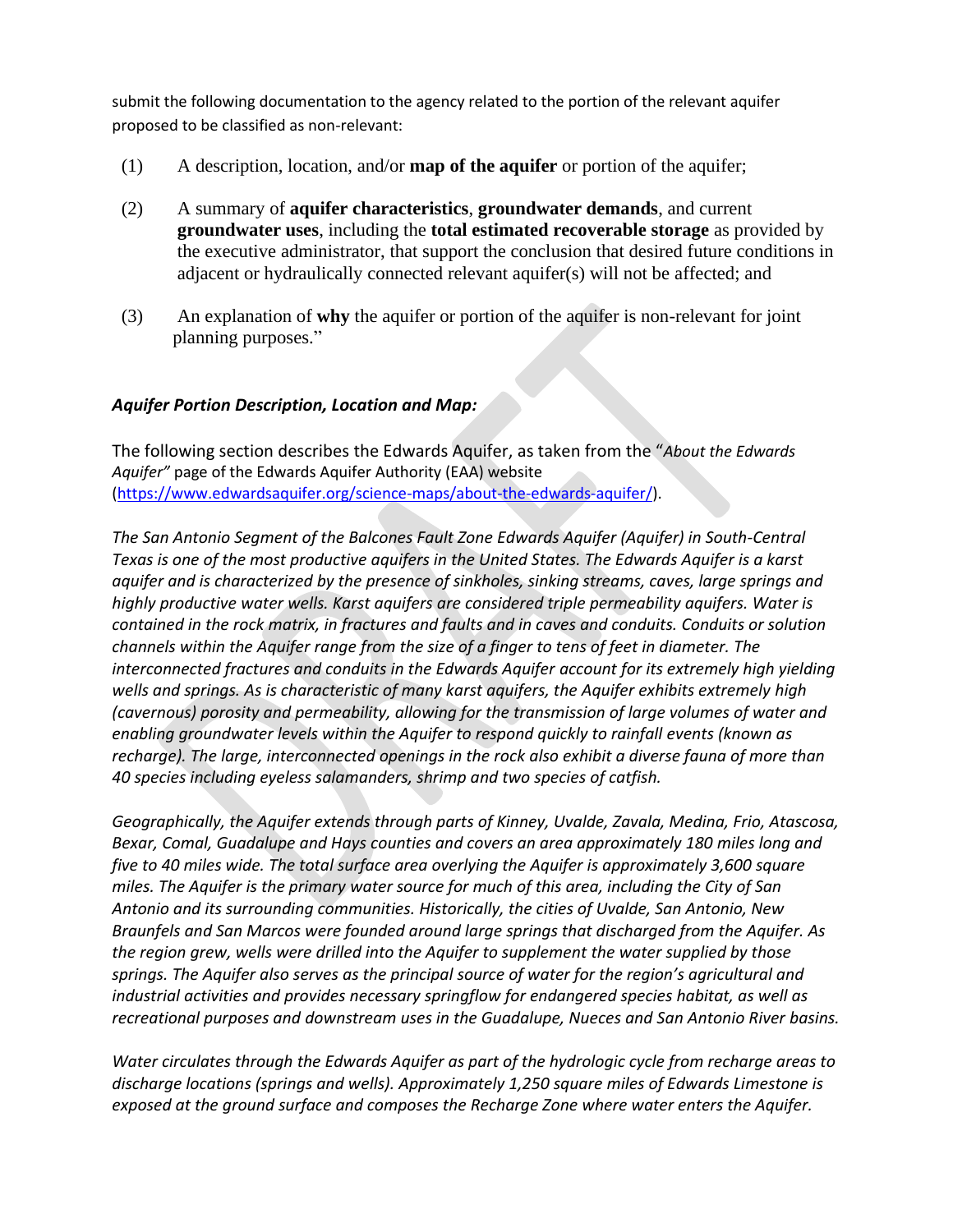submit the following documentation to the agency related to the portion of the relevant aquifer proposed to be classified as non-relevant:

(1) A description, location, and/or **map of the aquifer** or portion of the aquifer;

(2) A summary of **aquifer characteristics**, **groundwater demands**, and current **groundwater uses**, including the **total estimated recoverable storage** as provided by the executive administrator, that support the conclusion that desired future conditions in adjacent or hydraulically connected relevant aquifer(s) will not be affected; and

(3) An explanation of **why** the aquifer or portion of the aquifer is non-relevant for joint planning purposes."

***Aquifer Portion Description, Location and Map:***

The following section describes the Edwards Aquifer, as taken from the "*About the Edwards Aquifer"* page of the Edwards Aquifer Authority (EAA) website (https://www.edwardsaquifer.org/science-maps/about-the-edwards-aquifer/).

*The San Antonio Segment of the Balcones Fault Zone Edwards Aquifer (Aquifer) in South-Central Texas is one of the most productive aquifers in the United States. The Edwards Aquifer is a karst aquifer and is characterized by the presence of sinkholes, sinking streams, caves, large springs and highly productive water wells. Karst aquifers are considered triple permeability aquifers. Water is contained in the rock matrix, in fractures and faults and in caves and conduits. Conduits or solution channels within the Aquifer range from the size of a finger to tens of feet in diameter. The interconnected fractures and conduits in the Edwards Aquifer account for its extremely high yielding wells and springs. As is characteristic of many karst aquifers, the Aquifer exhibits extremely high (cavernous) porosity and permeability, allowing for the transmission of large volumes of water and enabling groundwater levels within the Aquifer to respond quickly to rainfall events (known as recharge). The large, interconnected openings in the rock also exhibit a diverse fauna of more than 40 species including eyeless salamanders, shrimp and two species of catfish.*

*Geographically, the Aquifer extends through parts of Kinney, Uvalde, Zavala, Medina, Frio, Atascosa, Bexar, Comal, Guadalupe and Hays counties and covers an area approximately 180 miles long and five to 40 miles wide. The total surface area overlying the Aquifer is approximately 3,600 square miles. The Aquifer is the primary water source for much of this area, including the City of San Antonio and its surrounding communities. Historically, the cities of Uvalde, San Antonio, New Braunfels and San Marcos were founded around large springs that discharged from the Aquifer. As the region grew, wells were drilled into the Aquifer to supplement the water supplied by those springs. The Aquifer also serves as the principal source of water for the region's agricultural and industrial activities and provides necessary springflow for endangered species habitat, as well as recreational purposes and downstream uses in the Guadalupe, Nueces and San Antonio River basins.*

*Water circulates through the Edwards Aquifer as part of the hydrologic cycle from recharge areas to discharge locations (springs and wells). Approximately 1,250 square miles of Edwards Limestone is exposed at the ground surface and composes the Recharge Zone where water enters the Aquifer.*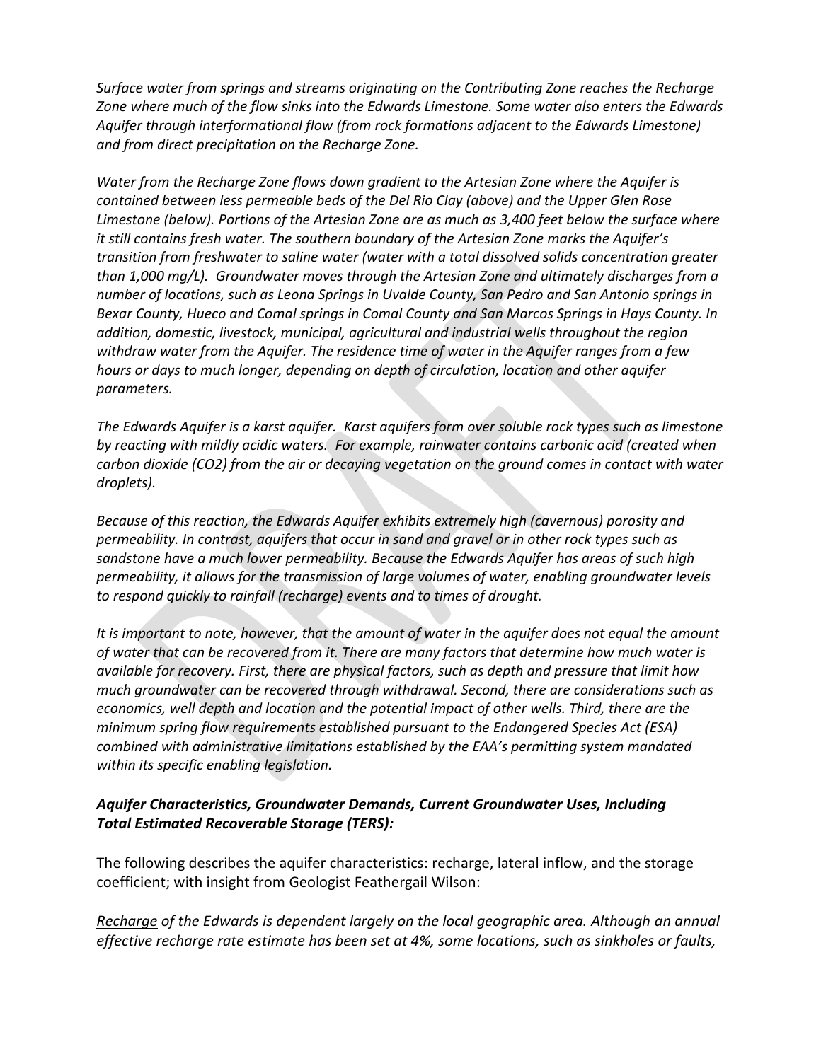*Surface water from springs and streams originating on the Contributing Zone reaches the Recharge Zone where much of the flow sinks into the Edwards Limestone. Some water also enters the Edwards Aquifer through interformational flow (from rock formations adjacent to the Edwards Limestone) and from direct precipitation on the Recharge Zone.*

*Water from the Recharge Zone flows down gradient to the Artesian Zone where the Aquifer is contained between less permeable beds of the Del Rio Clay (above) and the Upper Glen Rose Limestone (below). Portions of the Artesian Zone are as much as 3,400 feet below the surface where it still contains fresh water. The southern boundary of the Artesian Zone marks the Aquifer's transition from freshwater to saline water (water with a total dissolved solids concentration greater than 1,000 mg/L). Groundwater moves through the Artesian Zone and ultimately discharges from a number of locations, such as Leona Springs in Uvalde County, San Pedro and San Antonio springs in Bexar County, Hueco and Comal springs in Comal County and San Marcos Springs in Hays County. In addition, domestic, livestock, municipal, agricultural and industrial wells throughout the region withdraw water from the Aquifer. The residence time of water in the Aquifer ranges from a few hours or days to much longer, depending on depth of circulation, location and other aquifer parameters.*

*The Edwards Aquifer is a karst aquifer. Karst aquifers form over soluble rock types such as limestone by reacting with mildly acidic waters. For example, rainwater contains carbonic acid (created when carbon dioxide ($CO_2$) from the air or decaying vegetation on the ground comes in contact with water droplets).*

*Because of this reaction, the Edwards Aquifer exhibits extremely high (cavernous) porosity and permeability. In contrast, aquifers that occur in sand and gravel or in other rock types such as sandstone have a much lower permeability. Because the Edwards Aquifer has areas of such high permeability, it allows for the transmission of large volumes of water, enabling groundwater levels to respond quickly to rainfall (recharge) events and to times of drought.*

*It is important to note, however, that the amount of water in the aquifer does not equal the amount of water that can be recovered from it. There are many factors that determine how much water is available for recovery. First, there are physical factors, such as depth and pressure that limit how much groundwater can be recovered through withdrawal. Second, there are considerations such as economics, well depth and location and the potential impact of other wells. Third, there are the minimum spring flow requirements established pursuant to the Endangered Species Act (ESA) combined with administrative limitations established by the EAA's permitting system mandated within its specific enabling legislation.*

***Aquifer Characteristics, Groundwater Demands, Current Groundwater Uses, Including Total Estimated Recoverable Storage (TERS):***

The following describes the aquifer characteristics: recharge, lateral inflow, and the storage coefficient; with insight from Geologist Feathergail Wilson:

<u>*Recharge*</u> *of the Edwards is dependent largely on the local geographic area. Although an annual effective recharge rate estimate has been set at 4%, some locations, such as sinkholes or faults,*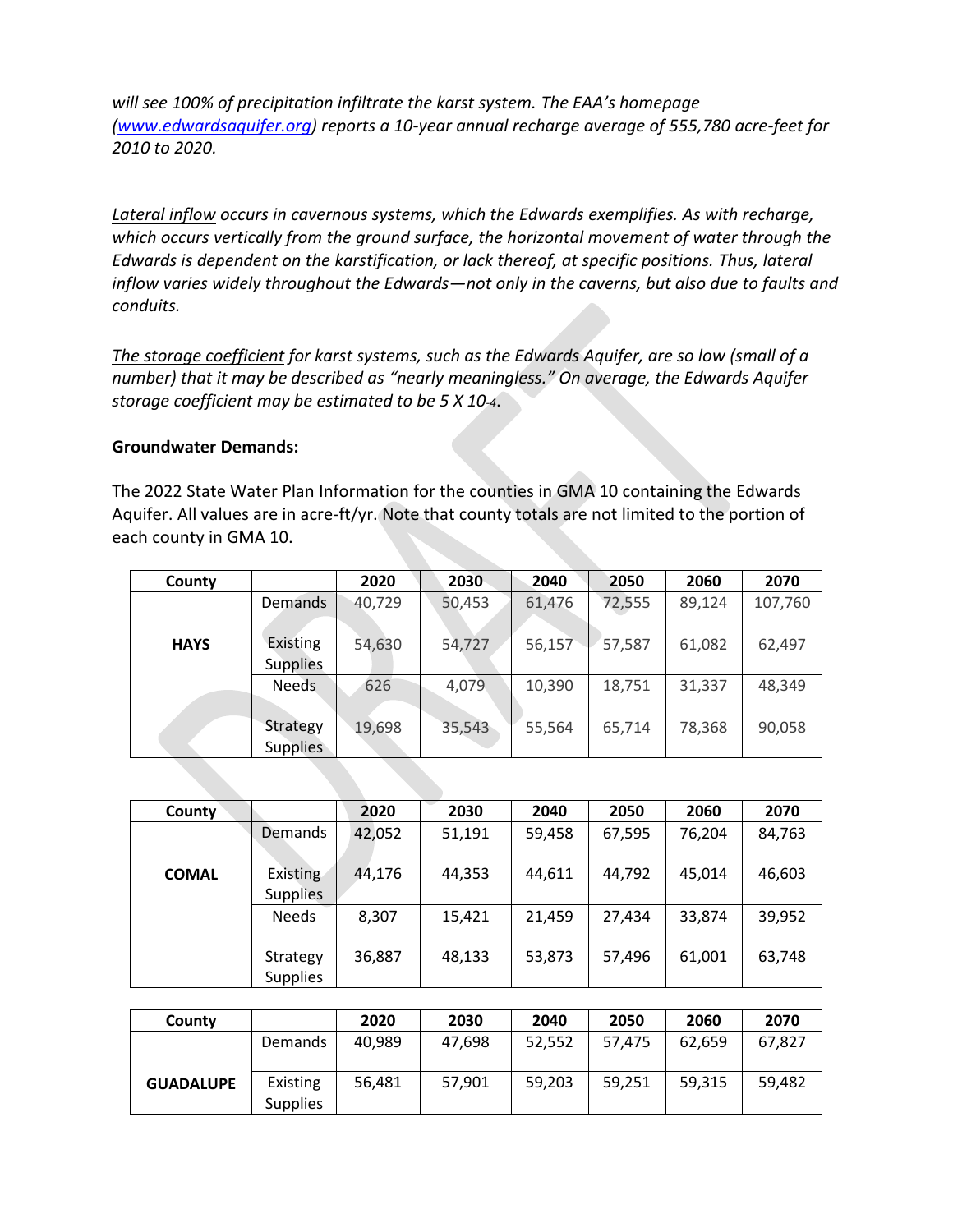*will see 100% of precipitation infiltrate the karst system. The EAA's homepage ([www.edwardsaquifer.org](http://www.edwardsaquifer.org)) reports a 10-year annual recharge average of 555,780 acre-feet for 2010 to 2020.*

*<u>Lateral inflow</u> occurs in cavernous systems, which the Edwards exemplifies. As with recharge, which occurs vertically from the ground surface, the horizontal movement of water through the Edwards is dependent on the karstification, or lack thereof, at specific positions. Thus, lateral inflow varies widely throughout the Edwards—not only in the caverns, but also due to faults and conduits.*

*<u>The storage coefficient</u> for karst systems, such as the Edwards Aquifer, are so low (small of a number) that it may be described as "nearly meaningless." On average, the Edwards Aquifer storage coefficient may be estimated to be $5 \times 10^{-4}$.*

**Groundwater Demands:**

The 2022 State Water Plan Information for the counties in GMA 10 containing the Edwards Aquifer. All values are in acre-ft/yr. Note that county totals are not limited to the portion of each county in GMA 10.

| County | | 2020 | 2030 | 2040 | 2050 | 2060 | 2070 |
|---|---|---|---|---|---|---|---|
| **HAYS** | Demands | 40,729 | 50,453 | 61,476 | 72,555 | 89,124 | 107,760 |
| | Existing Supplies | 54,630 | 54,727 | 56,157 | 57,587 | 61,082 | 62,497 |
| | Needs | 626 | 4,079 | 10,390 | 18,751 | 31,337 | 48,349 |
| | Strategy Supplies | 19,698 | 35,543 | 55,564 | 65,714 | 78,368 | 90,058 |

| County | | 2020 | 2030 | 2040 | 2050 | 2060 | 2070 |
|---|---|---|---|---|---|---|---|
| **COMAL** | Demands | 42,052 | 51,191 | 59,458 | 67,595 | 76,204 | 84,763 |
| | Existing Supplies | 44,176 | 44,353 | 44,611 | 44,792 | 45,014 | 46,603 |
| | Needs | 8,307 | 15,421 | 21,459 | 27,434 | 33,874 | 39,952 |
| | Strategy Supplies | 36,887 | 48,133 | 53,873 | 57,496 | 61,001 | 63,748 |

| County | | 2020 | 2030 | 2040 | 2050 | 2060 | 2070 |
|---|---|---|---|---|---|---|---|
| **GUADALUPE** | Demands | 40,989 | 47,698 | 52,552 | 57,475 | 62,659 | 67,827 |
| | Existing Supplies | 56,481 | 57,901 | 59,203 | 59,251 | 59,315 | 59,482 |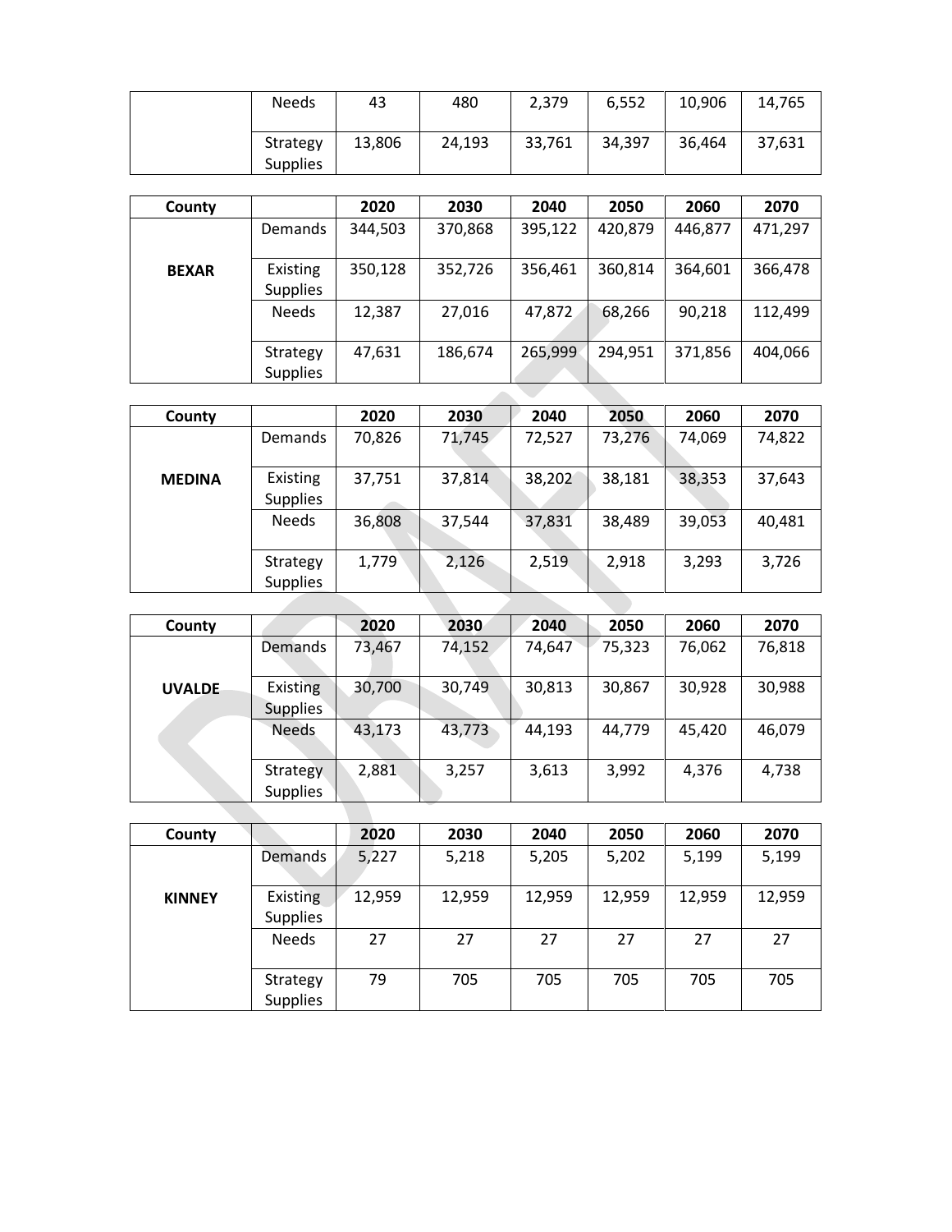| | | | | | | | |
|---|---|---|---|---|---|---|---|
| | Needs | 43 | 480 | 2,379 | 6,552 | 10,906 | 14,765 |
| | Strategy Supplies | 13,806 | 24,193 | 33,761 | 34,397 | 36,464 | 37,631 |

| County | | 2020 | 2030 | 2040 | 2050 | 2060 | 2070 |
|---|---|---|---|---|---|---|---|
| **BEXAR** | Demands | 344,503 | 370,868 | 395,122 | 420,879 | 446,877 | 471,297 |
| | Existing Supplies | 350,128 | 352,726 | 356,461 | 360,814 | 364,601 | 366,478 |
| | Needs | 12,387 | 27,016 | 47,872 | 68,266 | 90,218 | 112,499 |
| | Strategy Supplies | 47,631 | 186,674 | 265,999 | 294,951 | 371,856 | 404,066 |

| County | | 2020 | 2030 | 2040 | 2050 | 2060 | 2070 |
|---|---|---|---|---|---|---|---|
| **MEDINA** | Demands | 70,826 | 71,745 | 72,527 | 73,276 | 74,069 | 74,822 |
| | Existing Supplies | 37,751 | 37,814 | 38,202 | 38,181 | 38,353 | 37,643 |
| | Needs | 36,808 | 37,544 | 37,831 | 38,489 | 39,053 | 40,481 |
| | Strategy Supplies | 1,779 | 2,126 | 2,519 | 2,918 | 3,293 | 3,726 |

| County | | 2020 | 2030 | 2040 | 2050 | 2060 | 2070 |
|---|---|---|---|---|---|---|---|
| **UVALDE** | Demands | 73,467 | 74,152 | 74,647 | 75,323 | 76,062 | 76,818 |
| | Existing Supplies | 30,700 | 30,749 | 30,813 | 30,867 | 30,928 | 30,988 |
| | Needs | 43,173 | 43,773 | 44,193 | 44,779 | 45,420 | 46,079 |
| | Strategy Supplies | 2,881 | 3,257 | 3,613 | 3,992 | 4,376 | 4,738 |

| County | | 2020 | 2030 | 2040 | 2050 | 2060 | 2070 |
|---|---|---|---|---|---|---|---|
| **KINNEY** | Demands | 5,227 | 5,218 | 5,205 | 5,202 | 5,199 | 5,199 |
| | Existing Supplies | 12,959 | 12,959 | 12,959 | 12,959 | 12,959 | 12,959 |
| | Needs | 27 | 27 | 27 | 27 | 27 | 27 |
| | Strategy Supplies | 79 | 705 | 705 | 705 | 705 | 705 |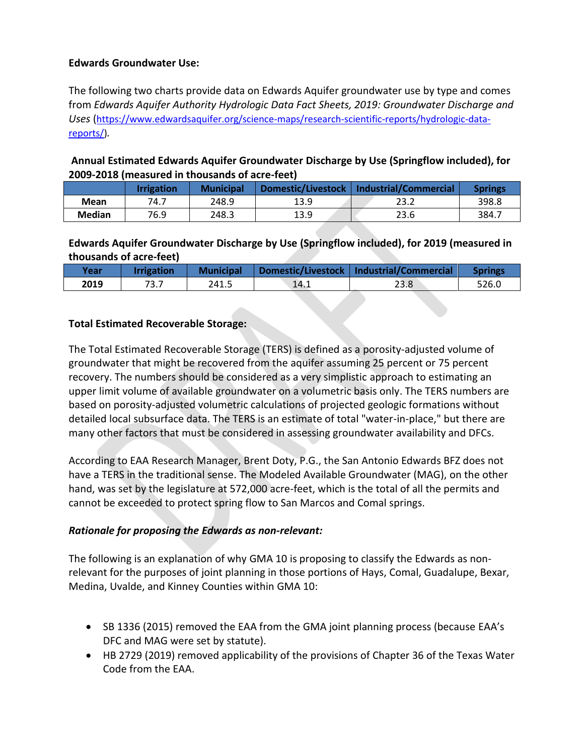**Edwards Groundwater Use:**

The following two charts provide data on Edwards Aquifer groundwater use by type and comes from *Edwards Aquifer Authority Hydrologic Data Fact Sheets, 2019: Groundwater Discharge and Uses* (https://www.edwardsaquifer.org/science-maps/research-scientific-reports/hydrologic-data-reports/).

**Annual Estimated Edwards Aquifer Groundwater Discharge by Use (Springflow included), for 2009-2018 (measured in thousands of acre-feet)**

| | Irrigation | Municipal | Domestic/Livestock | Industrial/Commercial | Springs |
|---|---|---|---|---|---|
| **Mean** | 74.7 | 248.9 | 13.9 | 23.2 | 398.8 |
| **Median** | 76.9 | 248.3 | 13.9 | 23.6 | 384.7 |

**Edwards Aquifer Groundwater Discharge by Use (Springflow included), for 2019 (measured in thousands of acre-feet)**

| Year | Irrigation | Municipal | Domestic/Livestock | Industrial/Commercial | Springs |
|---|---|---|---|---|---|
| **2019** | 73.7 | 241.5 | 14.1 | 23.8 | 526.0 |

**Total Estimated Recoverable Storage:**

The Total Estimated Recoverable Storage (TERS) is defined as a porosity-adjusted volume of groundwater that might be recovered from the aquifer assuming 25 percent or 75 percent recovery. The numbers should be considered as a very simplistic approach to estimating an upper limit volume of available groundwater on a volumetric basis only. The TERS numbers are based on porosity-adjusted volumetric calculations of projected geologic formations without detailed local subsurface data. The TERS is an estimate of total "water-in-place," but there are many other factors that must be considered in assessing groundwater availability and DFCs.

According to EAA Research Manager, Brent Doty, P.G., the San Antonio Edwards BFZ does not have a TERS in the traditional sense. The Modeled Available Groundwater (MAG), on the other hand, was set by the legislature at 572,000 acre-feet, which is the total of all the permits and cannot be exceeded to protect spring flow to San Marcos and Comal springs.

***Rationale for proposing the Edwards as non-relevant:***

The following is an explanation of why GMA 10 is proposing to classify the Edwards as non-relevant for the purposes of joint planning in those portions of Hays, Comal, Guadalupe, Bexar, Medina, Uvalde, and Kinney Counties within GMA 10:

- SB 1336 (2015) removed the EAA from the GMA joint planning process (because EAA's DFC and MAG were set by statute).
- HB 2729 (2019) removed applicability of the provisions of Chapter 36 of the Texas Water Code from the EAA.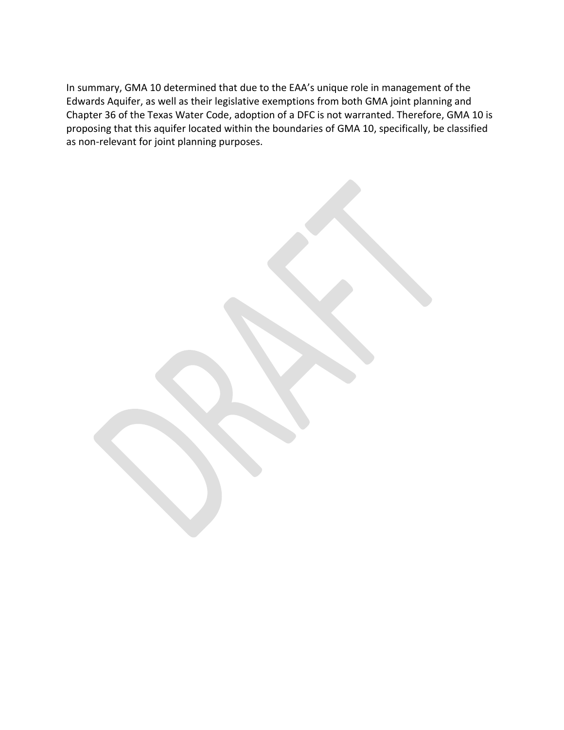In summary, GMA 10 determined that due to the EAA's unique role in management of the Edwards Aquifer, as well as their legislative exemptions from both GMA joint planning and Chapter 36 of the Texas Water Code, adoption of a DFC is not warranted. Therefore, GMA 10 is proposing that this aquifer located within the boundaries of GMA 10, specifically, be classified as non-relevant for joint planning purposes.